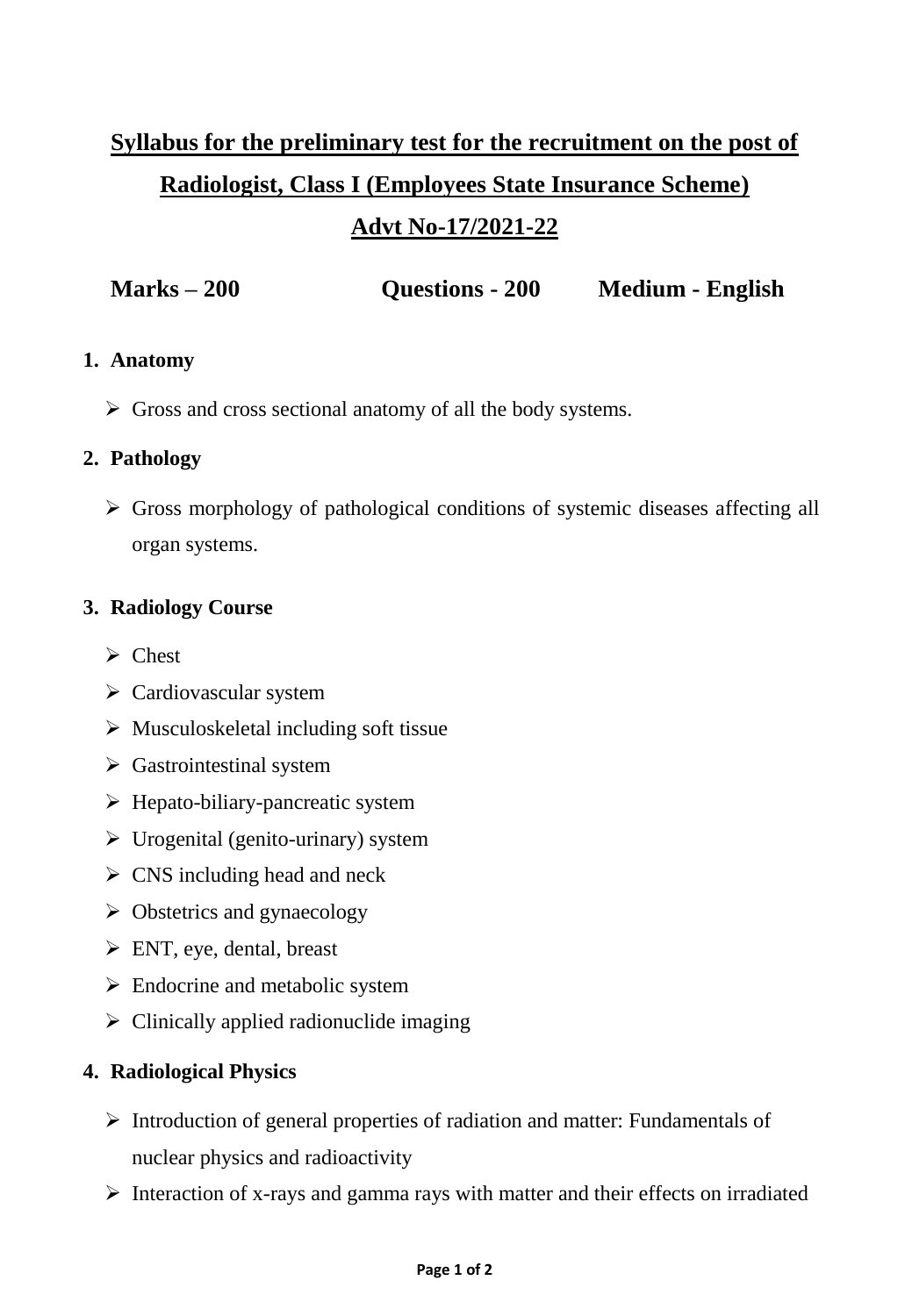# Syllabus for the preliminary test for the recruitment on the post of Radiologist, Class I (Employees State Insurance Scheme)

## Advt No-17/2021-22

**Marks – 200** **Questions - 200** **Medium - English**

1. **Anatomy**
   - Gross and cross sectional anatomy of all the body systems.

2. **Pathology**
   - Gross morphology of pathological conditions of systemic diseases affecting all organ systems.

3. **Radiology Course**
   - Chest
   - Cardiovascular system
   - Musculoskeletal including soft tissue
   - Gastrointestinal system
   - Hepato-biliary-pancreatic system
   - Urogenital (genito-urinary) system
   - CNS including head and neck
   - Obstetrics and gynaecology
   - ENT, eye, dental, breast
   - Endocrine and metabolic system
   - Clinically applied radionuclide imaging

4. **Radiological Physics**
   - Introduction of general properties of radiation and matter: Fundamentals of nuclear physics and radioactivity
   - Interaction of x-rays and gamma rays with matter and their effects on irradiated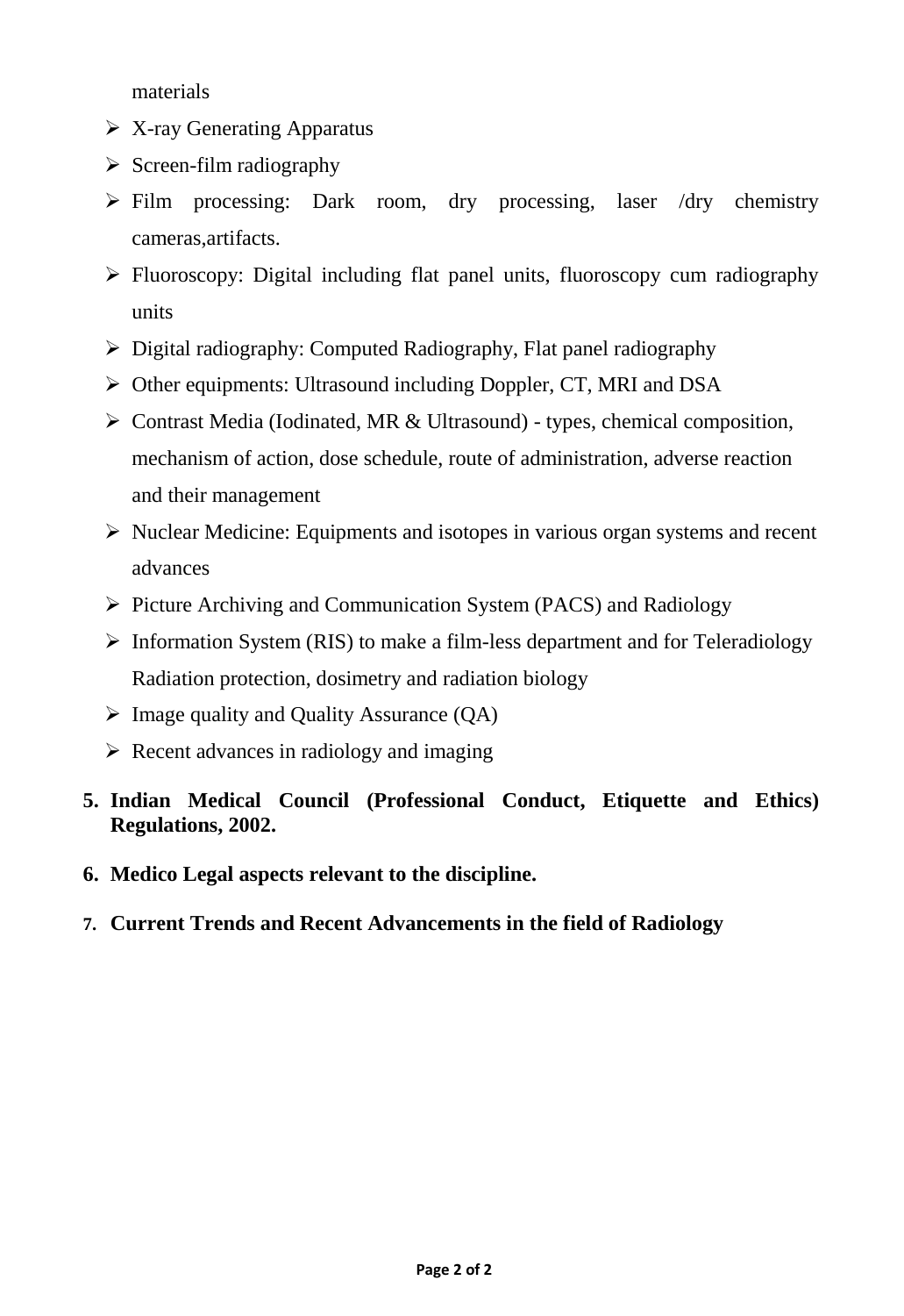materials

- X-ray Generating Apparatus
- Screen-film radiography
- Film processing: Dark room, dry processing, laser /dry chemistry cameras,artifacts.
- Fluoroscopy: Digital including flat panel units, fluoroscopy cum radiography units
- Digital radiography: Computed Radiography, Flat panel radiography
- Other equipments: Ultrasound including Doppler, CT, MRI and DSA
- Contrast Media (Iodinated, MR & Ultrasound) - types, chemical composition, mechanism of action, dose schedule, route of administration, adverse reaction and their management
- Nuclear Medicine: Equipments and isotopes in various organ systems and recent advances
- Picture Archiving and Communication System (PACS) and Radiology
- Information System (RIS) to make a film-less department and for Teleradiology Radiation protection, dosimetry and radiation biology
- Image quality and Quality Assurance (QA)
- Recent advances in radiology and imaging

5. **Indian Medical Council (Professional Conduct, Etiquette and Ethics) Regulations, 2002.**

6. **Medico Legal aspects relevant to the discipline.**

7. **Current Trends and Recent Advancements in the field of Radiology**